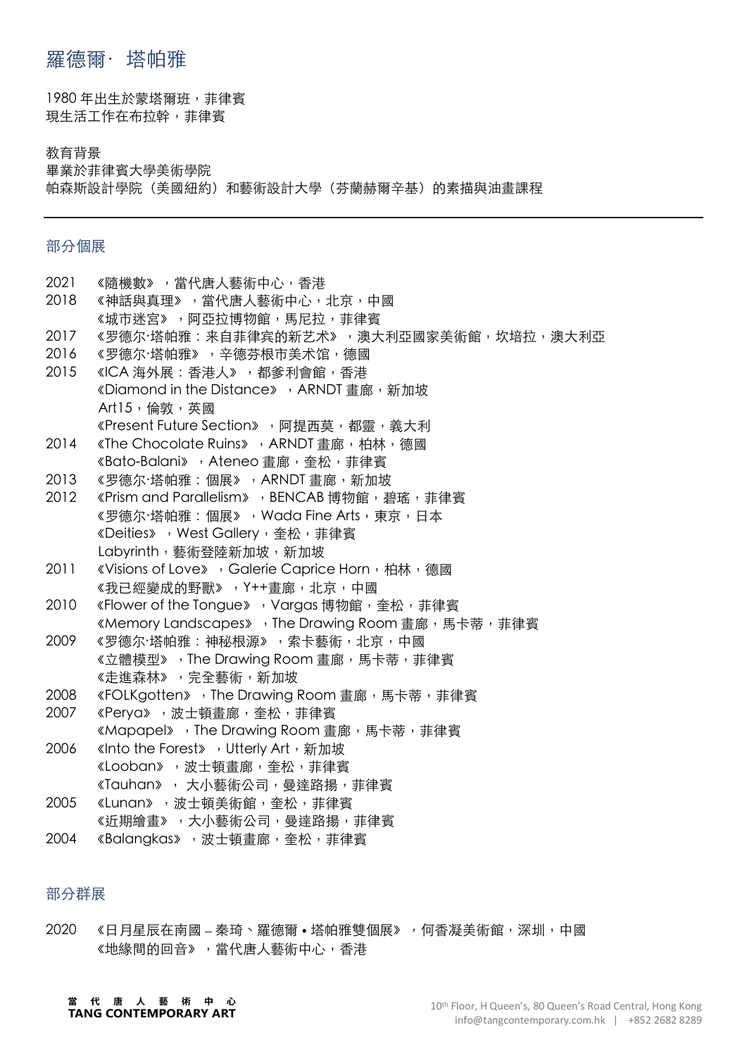# 羅德爾· 塔帕雅

1980 年出生於蒙塔爾班，菲律賓
現生活工作在布拉幹，菲律賓

教育背景
畢業於菲律賓大學美術學院
帕森斯設計學院（美國紐約）和藝術設計大學（芬蘭赫爾辛基）的素描與油畫課程

---

## 部分個展

2021 《隨機數》，當代唐人藝術中心，香港
2018 《神話與真理》，當代唐人藝術中心，北京，中國
《城市迷宮》，阿亞拉博物館，馬尼拉，菲律賓
2017 《罗德尔·塔帕雅：来自菲律宾的新艺术》，澳大利亞國家美術館，坎培拉，澳大利亞
2016 《罗德尔·塔帕雅》，辛德芬根市美术馆，德國
2015 《ICA 海外展：香港人》，都爹利會館，香港
《Diamond in the Distance》，ARNDT 畫廊，新加坡
Art15，倫敦，英國
《Present Future Section》，阿提西莫，都靈，義大利
2014 《The Chocolate Ruins》，ARNDT 畫廊，柏林，德國
《Bato-Balani》，Ateneo 畫廊，奎松，菲律賓
2013 《罗德尔·塔帕雅：個展》，ARNDT 畫廊，新加坡
2012 《Prism and Parallelism》，BENCAB 博物館，碧瑤，菲律賓
《罗德尔·塔帕雅：個展》，Wada Fine Arts，東京，日本
《Deities》，West Gallery，奎松，菲律賓
Labyrinth，藝術登陸新加坡，新加坡
2011 《Visions of Love》，Galerie Caprice Horn，柏林，德國
《我已經變成的野獸》，Y++畫廊，北京，中國
2010 《Flower of the Tongue》，Vargas 博物館，奎松，菲律賓
《Memory Landscapes》，The Drawing Room 畫廊，馬卡蒂，菲律賓
2009 《罗德尔·塔帕雅：神秘根源》，索卡藝術，北京，中國
《立體模型》，The Drawing Room 畫廊，馬卡蒂，菲律賓
《走進森林》，完全藝術，新加坡
2008 《FOLKgotten》，The Drawing Room 畫廊，馬卡蒂，菲律賓
2007 《Perya》，波士頓畫廊，奎松，菲律賓
《Mapapel》，The Drawing Room 畫廊，馬卡蒂，菲律賓
2006 《Into the Forest》，Utterly Art，新加坡
《Looban》，波士頓畫廊，奎松，菲律賓
《Tauhan》，大小藝術公司，曼達路揚，菲律賓
2005 《Lunan》，波士頓美術館，奎松，菲律賓
《近期繪畫》，大小藝術公司，曼達路揚，菲律賓
2004 《Balangkas》，波士頓畫廊，奎松，菲律賓

## 部分群展

2020 《日月星辰在南國 – 秦琦、羅德爾 • 塔帕雅雙個展》，何香凝美術館，深圳，中國
《地緣間的回音》，當代唐人藝術中心，香港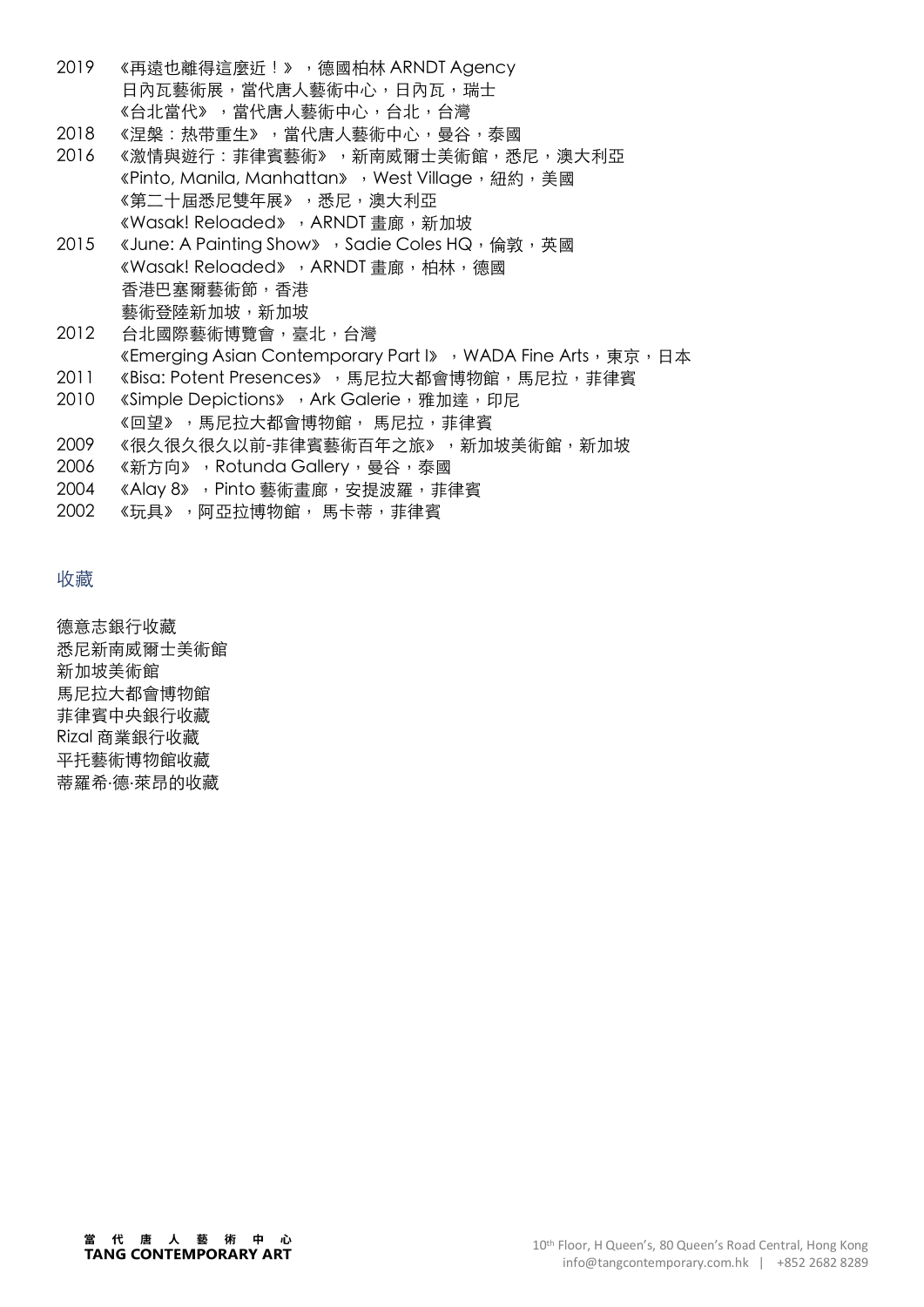2019 《再遠也離得這麼近！》，德國柏林 ARNDT Agency
日內瓦藝術展，當代唐人藝術中心，日內瓦，瑞士
《台北當代》，當代唐人藝術中心，台北，台灣

2018 《涅槃：热带重生》，當代唐人藝術中心，曼谷，泰國

2016 《激情與遊行：菲律賓藝術》，新南威爾士美術館，悉尼，澳大利亞
《Pinto, Manila, Manhattan》，West Village，紐約，美國
《第二十屆悉尼雙年展》，悉尼，澳大利亞
《Wasak! Reloaded》，ARNDT 畫廊，新加坡

2015 《June: A Painting Show》，Sadie Coles HQ，倫敦，英國
《Wasak! Reloaded》，ARNDT 畫廊，柏林，德國
香港巴塞爾藝術節，香港
藝術登陸新加坡，新加坡

2012 台北國際藝術博覽會，臺北，台灣
《Emerging Asian Contemporary Part I》，WADA Fine Arts，東京，日本

2011 《Bisa: Potent Presences》，馬尼拉大都會博物館，馬尼拉，菲律賓

2010 《Simple Depictions》，Ark Galerie，雅加達，印尼
《回望》，馬尼拉大都會博物館， 馬尼拉，菲律賓

2009 《很久很久很久以前-菲律賓藝術百年之旅》，新加坡美術館，新加坡

2006 《新方向》，Rotunda Gallery，曼谷，泰國

2004 《Alay 8》，Pinto 藝術畫廊，安提波羅，菲律賓

2002 《玩具》，阿亞拉博物館， 馬卡蒂，菲律賓

## 收藏

德意志銀行收藏
悉尼新南威爾士美術館
新加坡美術館
馬尼拉大都會博物館
菲律賓中央銀行收藏
Rizal 商業銀行收藏
平托藝術博物館收藏
蒂羅希·德·萊昂的收藏